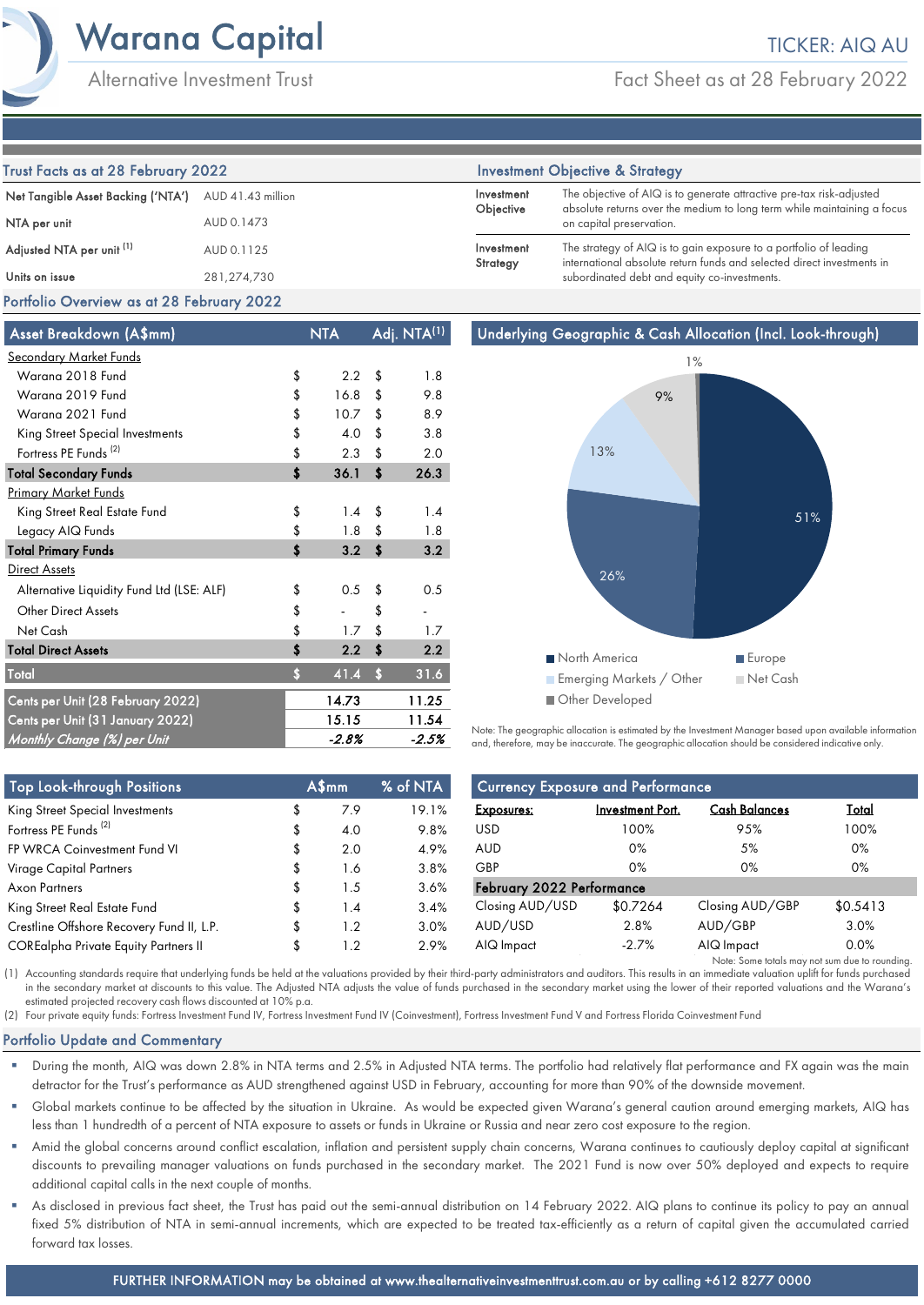# Warana Capital

Alternative Investment Trust

TICKER: AIQ AU

Fact Sheet as at 28 February 2022

## Trust Facts as at 28 February 2022

| | |
|---|---|
| Net Tangible Asset Backing ('NTA') | AUD 41.43 million |
| NTA per unit | AUD 0.1473 |
| Adjusted NTA per unit [1] | AUD 0.1125 |
| Units on issue | 281,274,730 |

## Investment Objective & Strategy

| | |
|---|---|
| Investment Objective | The objective of AIQ is to generate attractive pre-tax risk-adjusted absolute returns over the medium to long term while maintaining a focus on capital preservation. |
| Investment Strategy | The strategy of AIQ is to gain exposure to a portfolio of leading international absolute return funds and selected direct investments in subordinated debt and equity co-investments. |

## Portfolio Overview as at 28 February 2022

| Asset Breakdown (A$mm) | NTA | Adj. NTA[1] |
|---|---|---|
| Secondary Market Funds | | |
| Warana 2018 Fund | $ 2.2 | $ 1.8 |
| Warana 2019 Fund | $ 16.8 | $ 9.8 |
| Warana 2021 Fund | $ 10.7 | $ 8.9 |
| King Street Special Investments | $ 4.0 | $ 3.8 |
| Fortress PE Funds [2] | $ 2.3 | $ 2.0 |
| **Total Secondary Funds** | **$ 36.1** | **$ 26.3** |
| Primary Market Funds | | |
| King Street Real Estate Fund | $ 1.4 | $ 1.4 |
| Legacy AIQ Funds | $ 1.8 | $ 1.8 |
| **Total Primary Funds** | **$ 3.2** | **$ 3.2** |
| Direct Assets | | |
| Alternative Liquidity Fund Ltd (LSE: ALF) | $ 0.5 | $ 0.5 |
| Other Direct Assets | $ - | $ - |
| Net Cash | $ 1.7 | $ 1.7 |
| **Total Direct Assets** | **$ 2.2** | **$ 2.2** |
| **Total** | **$ 41.4** | **$ 31.6** |
| Cents per Unit (28 February 2022) | 14.73 | 11.25 |
| Cents per Unit (31 January 2022) | 15.15 | 11.54 |
| *Monthly Change (%) per Unit* | *-2.8%* | *-2.5%* |

### Underlying Geographic & Cash Allocation (Incl. Look-through)

| Region | Allocation |
|---|---|
| North America | 51% |
| Europe | 26% |
| Emerging Markets / Other | 13% |
| Net Cash | 9% |
| Other Developed | 1% |

Note: The geographic allocation is estimated by the Investment Manager based upon available information and, therefore, may be inaccurate. The geographic allocation should be considered indicative only.

| Top Look-through Positions | A$mm | % of NTA |
|---|---|---|
| King Street Special Investments | $ 7.9 | 19.1% |
| Fortress PE Funds [2] | $ 4.0 | 9.8% |
| FP WRCA Coinvestment Fund VI | $ 2.0 | 4.9% |
| Virage Capital Partners | $ 1.6 | 3.8% |
| Axon Partners | $ 1.5 | 3.6% |
| King Street Real Estate Fund | $ 1.4 | 3.4% |
| Crestline Offshore Recovery Fund II, L.P. | $ 1.2 | 3.0% |
| COREalpha Private Equity Partners II | $ 1.2 | 2.9% |

### Currency Exposure and Performance

| Exposures: | Investment Port. | Cash Balances | Total |
|---|---|---|---|
| USD | 100% | 95% | 100% |
| AUD | 0% | 5% | 0% |
| GBP | 0% | 0% | 0% |
| **February 2022 Performance** | | | |
| Closing AUD/USD | $0.7264 | Closing AUD/GBP | $0.5413 |
| AUD/USD | 2.8% | AUD/GBP | 3.0% |
| AIQ Impact | -2.7% | AIQ Impact | 0.0% |

Note: Some totals may not sum due to rounding.

(1) Accounting standards require that underlying funds be held at the valuations provided by their third-party administrators and auditors. This results in an immediate valuation uplift for funds purchased in the secondary market at discounts to this value. The Adjusted NTA adjusts the value of funds purchased in the secondary market using the lower of their reported valuations and the Warana's estimated projected recovery cash flows discounted at 10% p.a.

(2) Four private equity funds: Fortress Investment Fund IV, Fortress Investment Fund IV (Coinvestment), Fortress Investment Fund V and Fortress Florida Coinvestment Fund

## Portfolio Update and Commentary

- During the month, AIQ was down 2.8% in NTA terms and 2.5% in Adjusted NTA terms. The portfolio had relatively flat performance and FX again was the main detractor for the Trust's performance as AUD strengthened against USD in February, accounting for more than 90% of the downside movement.
- Global markets continue to be affected by the situation in Ukraine. As would be expected given Warana's general caution around emerging markets, AIQ has less than 1 hundredth of a percent of NTA exposure to assets or funds in Ukraine or Russia and near zero cost exposure to the region.
- Amid the global concerns around conflict escalation, inflation and persistent supply chain concerns, Warana continues to cautiously deploy capital at significant discounts to prevailing manager valuations on funds purchased in the secondary market. The 2021 Fund is now over 50% deployed and expects to require additional capital calls in the next couple of months.
- As disclosed in previous fact sheet, the Trust has paid out the semi-annual distribution on 14 February 2022. AIQ plans to continue its policy to pay an annual fixed 5% distribution of NTA in semi-annual increments, which are expected to be treated tax-efficiently as a return of capital given the accumulated carried forward tax losses.

FURTHER INFORMATION may be obtained at www.thealternativeinvestmenttrust.com.au or by calling +612 8277 0000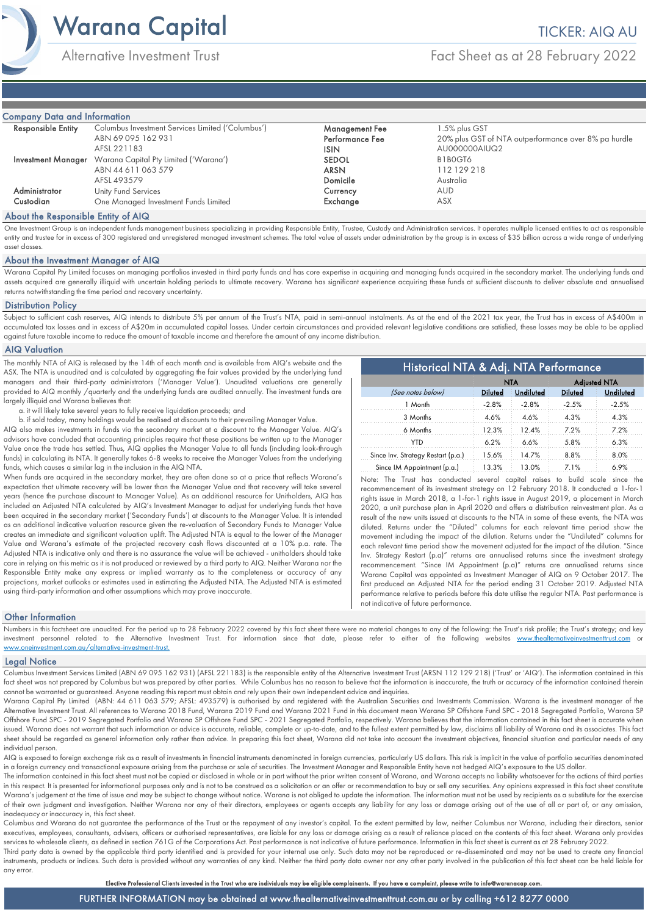# Warana Capital

Alternative Investment Trust

TICKER: AIQ AU

Fact Sheet as at 28 February 2022

## Company Data and Information

| | | | |
|---|---|---|---|
| **Responsible Entity** | Columbus Investment Services Limited ('Columbus') ABN 69 095 162 931 AFSL 221183 | **Management Fee** | 1.5% plus GST |
| | | **Performance Fee** | 20% plus GST of NTA outperformance over 8% pa hurdle |
| | | **ISIN** | AU000000AIUQ2 |
| **Investment Manager** | Warana Capital Pty Limited ('Warana') ABN 44 611 063 579 AFSL 493579 | **SEDOL** | B1B0GT6 |
| | | **ARSN** | 112 129 218 |
| | | **Domicile** | Australia |
| **Administrator** | Unity Fund Services | **Currency** | AUD |
| **Custodian** | One Managed Investment Funds Limited | **Exchange** | ASX |

## About the Responsible Entity of AIQ

One Investment Group is an independent funds management business specializing in providing Responsible Entity, Trustee, Custody and Administration services. It operates multiple licensed entities to act as responsible entity and trustee for in excess of 300 registered and unregistered managed investment schemes. The total value of assets under administration by the group is in excess of $35 billion across a wide range of underlying asset classes.

## About the Investment Manager of AIQ

Warana Capital Pty Limited focuses on managing portfolios invested in third party funds and has core expertise in acquiring and managing funds acquired in the secondary market. The underlying funds and assets acquired are generally illiquid with uncertain holding periods to ultimate recovery. Warana has significant experience acquiring these funds at sufficient discounts to deliver absolute and annualised returns notwithstanding the time period and recovery uncertainty.

## Distribution Policy

Subject to sufficient cash reserves, AIQ intends to distribute 5% per annum of the Trust's NTA, paid in semi-annual instalments. As at the end of the 2021 tax year, the Trust has in excess of A$400m in accumulated tax losses and in excess of A$20m in accumulated capital losses. Under certain circumstances and provided relevant legislative conditions are satisfied, these losses may be able to be applied against future taxable income to reduce the amount of taxable income and therefore the amount of any income distribution.

## AIQ Valuation

The monthly NTA of AIQ is released by the 14th of each month and is available from AIQ's website and the ASX. The NTA is unaudited and is calculated by aggregating the fair values provided by the underlying fund managers and their third-party administrators ('Manager Value'). Unaudited valuations are generally provided to AIQ monthly /quarterly and the underlying funds are audited annually. The investment funds are largely illiquid and Warana believes that:

a. it will likely take several years to fully receive liquidation proceeds; and

b. if sold today, many holdings would be realised at discounts to their prevailing Manager Value.

AIQ also makes investments in funds via the secondary market at a discount to the Manager Value. AIQ's advisors have concluded that accounting principles require that these positions be written up to the Manager Value once the trade has settled. Thus, AIQ applies the Manager Value to all funds (including look-through funds) in calculating its NTA. It generally takes 6-8 weeks to receive the Manager Values from the underlying funds, which causes a similar lag in the inclusion in the AIQ NTA.

When funds are acquired in the secondary market, they are often done so at a price that reflects Warana's expectation that ultimate recovery will be lower than the Manager Value and that recovery will take several years (hence the purchase discount to Manager Value). As an additional resource for Unitholders, AIQ has included an Adjusted NTA calculated by AIQ's Investment Manager to adjust for underlying funds that have been acquired in the secondary market ('Secondary Funds') at discounts to the Manager Value. It is intended as an additional indicative valuation resource given the re-valuation of Secondary Funds to Manager Value creates an immediate and significant valuation uplift. The Adjusted NTA is equal to the lower of the Manager Value and Warana's estimate of the projected recovery cash flows discounted at a 10% p.a. rate. The Adjusted NTA is indicative only and there is no assurance the value will be achieved - unitholders should take care in relying on this metric as it is not produced or reviewed by a third party to AIQ. Neither Warana nor the Responsible Entity make any express or implied warranty as to the completeness or accuracy of any projections, market outlooks or estimates used in estimating the Adjusted NTA. The Adjusted NTA is estimated using third-party information and other assumptions which may prove inaccurate.

### Historical NTA & Adj. NTA Performance

| | NTA | | Adjusted NTA | |
|---|---|---|---|---|
| *(See notes below)* | Diluted | Undiluted | Diluted | Undiluted |
| 1 Month | -2.8% | -2.8% | -2.5% | -2.5% |
| 3 Months | 4.6% | 4.6% | 4.3% | 4.3% |
| 6 Months | 12.3% | 12.4% | 7.2% | 7.2% |
| YTD | 6.2% | 6.6% | 5.8% | 6.3% |
| Since Inv. Strategy Restart (p.a.) | 15.6% | 14.7% | 8.8% | 8.0% |
| Since IM Appointment (p.a.) | 13.3% | 13.0% | 7.1% | 6.9% |

Note: The Trust has conducted several capital raises to build scale since the recommencement of its investment strategy on 12 February 2018. It conducted a 1-for-1 rights issue in March 2018, a 1-for-1 rights issue in August 2019, a placement in March 2020, a unit purchase plan in April 2020 and offers a distribution reinvestment plan. As a result of the new units issued at discounts to the NTA in some of these events, the NTA was diluted. Returns under the "Diluted" columns for each relevant time period show the movement including the impact of the dilution. Returns under the "Undiluted" columns for each relevant time period show the movement adjusted for the impact of the dilution. "Since Inv. Strategy Restart (p.a.)" returns are annualised returns since the investment strategy recommencement. "Since IM Appointment (p.a.)" returns are annualised returns since Warana Capital was appointed as Investment Manager of AIQ on 9 October 2017. The first produced an Adjusted NTA for the period ending 31 October 2019. Adjusted NTA performance relative to periods before this date utilise the regular NTA. Past performance is not indicative of future performance.

## Other Information

Numbers in this factsheet are unaudited. For the period up to 28 February 2022 covered by this fact sheet there were no material changes to any of the following: the Trust's risk profile; the Trust's strategy; and key investment personnel related to the Alternative Investment Trust. For information since that date, please refer to either of the following websites www.thealternativeinvestmenttrust.com or www.oneinvestment.com.au/alternative-investment-trust.

## Legal Notice

Columbus Investment Services Limited (ABN 69 095 162 931) (AFSL 221183) is the responsible entity of the Alternative Investment Trust (ARSN 112 129 218) ('Trust' or 'AIQ'). The information contained in this fact sheet was not prepared by Columbus but was prepared by other parties. While Columbus has no reason to believe that the information is inaccurate, the truth or accuracy of the information contained therein cannot be warranted or guaranteed. Anyone reading this report must obtain and rely upon their own independent advice and inquiries.

Warana Capital Pty Limited (ABN: 44 611 063 579; AFSL: 493579) is authorised by and registered with the Australian Securities and Investments Commission. Warana is the investment manager of the Alternative Investment Trust. All references to Warana 2018 Fund, Warana 2019 Fund and Warana 2021 Fund in this document mean Warana SP Offshore Fund SPC - 2018 Segregated Portfolio, Warana SP Offshore Fund SPC - 2019 Segregated Portfolio and Warana SP Offshore Fund SPC - 2021 Segregated Portfolio, respectively. Warana believes that the information contained in this fact sheet is accurate when issued. Warana does not warrant that such information or advice is accurate, reliable, complete or up-to-date, and to the fullest extent permitted by law, disclaims all liability of Warana and its associates. This fact sheet should be regarded as general information only rather than advice. In preparing this fact sheet, Warana did not take into account the investment objectives, financial situation and particular needs of any individual person.

AIQ is exposed to foreign exchange risk as a result of investments in financial instruments denominated in foreign currencies, particularly US dollars. This risk is implicit in the value of portfolio securities denominated in a foreign currency and transactional exposure arising from the purchase or sale of securities. The Investment Manager and Responsible Entity have not hedged AIQ's exposure to the US dollar.

The information contained in this fact sheet must not be copied or disclosed in whole or in part without the prior written consent of Warana, and Warana accepts no liability whatsoever for the actions of third parties in this respect. It is presented for informational purposes only and is not to be construed as a solicitation or an offer or recommendation to buy or sell any securities. Any opinions expressed in this fact sheet constitute Warana's judgement at the time of issue and may be subject to change without notice. Warana is not obliged to update the information. The information must not be used by recipients as a substitute for the exercise of their own judgment and investigation. Neither Warana nor any of their directors, employees or agents accepts any liability for any loss or damage arising out of the use of all or part of, or any omission, inadequacy or inaccuracy in, this fact sheet.

Columbus and Warana do not guarantee the performance of the Trust or the repayment of any investor's capital. To the extent permitted by law, neither Columbus nor Warana, including their directors, senior executives, employees, consultants, advisers, officers or authorised representatives, are liable for any loss or damage arising as a result of reliance placed on the contents of this fact sheet. Warana only provides services to wholesale clients, as defined in section 761G of the Corporations Act. Past performance is not indicative of future performance. Information in this fact sheet is current as at 28 February 2022.

Third party data is owned by the applicable third party identified and is provided for your internal use only. Such data may not be reproduced or re-disseminated and may not be used to create any financial instruments, products or indices. Such data is provided without any warranties of any kind. Neither the third party data owner nor any other party involved in the publication of this fact sheet can be held liable for any error.

**Elective Professional Clients invested in the Trust who are individuals may be eligible complainants. If you have a complaint, please write to info@waranacap.com.**

FURTHER INFORMATION may be obtained at www.thealternativeinvestmenttrust.com.au or by calling +612 8277 0000